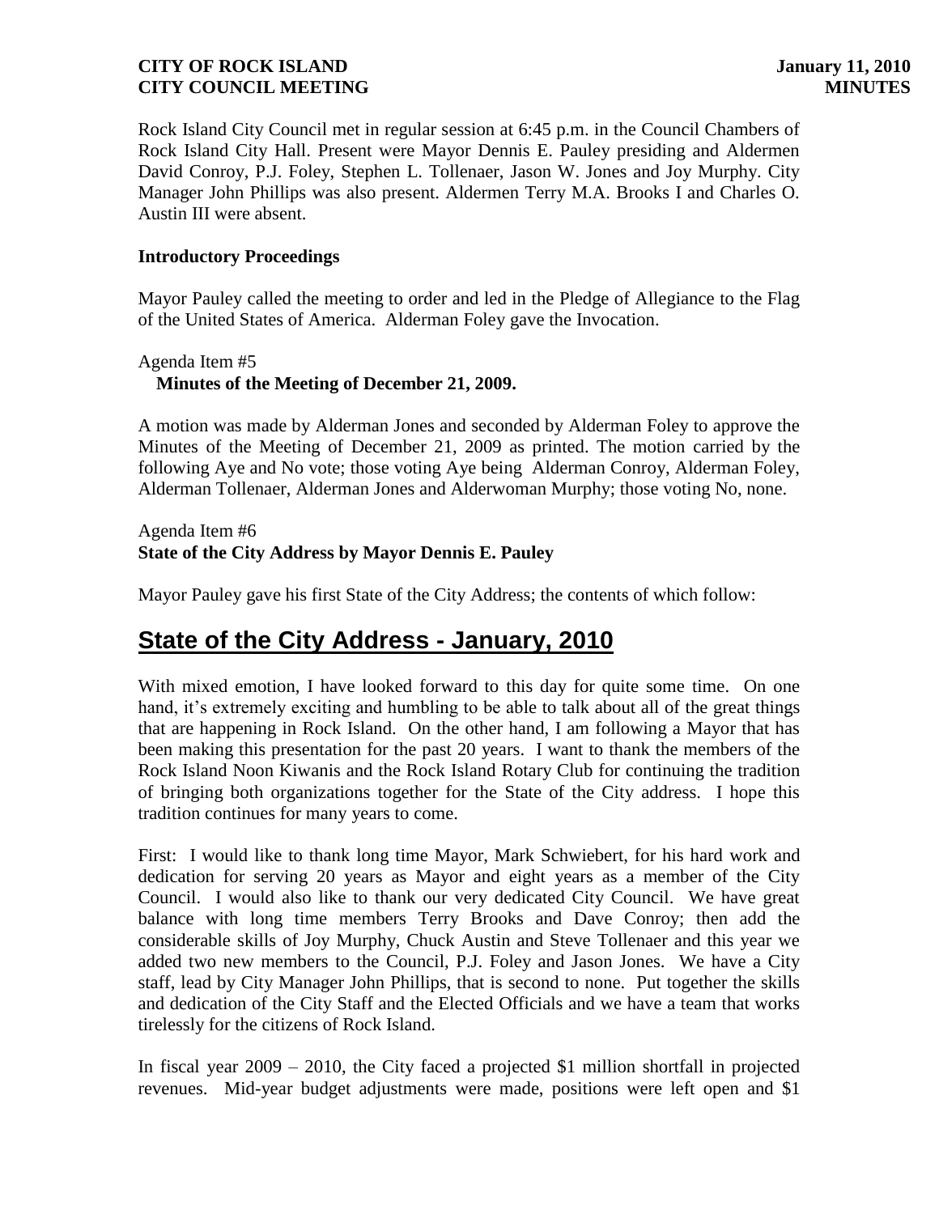Rock Island City Council met in regular session at 6:45 p.m. in the Council Chambers of Rock Island City Hall. Present were Mayor Dennis E. Pauley presiding and Aldermen David Conroy, P.J. Foley, Stephen L. Tollenaer, Jason W. Jones and Joy Murphy. City Manager John Phillips was also present. Aldermen Terry M.A. Brooks I and Charles O. Austin III were absent.

**Introductory Proceedings**

Mayor Pauley called the meeting to order and led in the Pledge of Allegiance to the Flag of the United States of America. Alderman Foley gave the Invocation.

Agenda Item #5
**Minutes of the Meeting of December 21, 2009.**

A motion was made by Alderman Jones and seconded by Alderman Foley to approve the Minutes of the Meeting of December 21, 2009 as printed. The motion carried by the following Aye and No vote; those voting Aye being Alderman Conroy, Alderman Foley, Alderman Tollenaer, Alderman Jones and Alderwoman Murphy; those voting No, none.

Agenda Item #6
**State of the City Address by Mayor Dennis E. Pauley**

Mayor Pauley gave his first State of the City Address; the contents of which follow:

# State of the City Address - January, 2010

With mixed emotion, I have looked forward to this day for quite some time. On one hand, it's extremely exciting and humbling to be able to talk about all of the great things that are happening in Rock Island. On the other hand, I am following a Mayor that has been making this presentation for the past 20 years. I want to thank the members of the Rock Island Noon Kiwanis and the Rock Island Rotary Club for continuing the tradition of bringing both organizations together for the State of the City address. I hope this tradition continues for many years to come.

First: I would like to thank long time Mayor, Mark Schwiebert, for his hard work and dedication for serving 20 years as Mayor and eight years as a member of the City Council. I would also like to thank our very dedicated City Council. We have great balance with long time members Terry Brooks and Dave Conroy; then add the considerable skills of Joy Murphy, Chuck Austin and Steve Tollenaer and this year we added two new members to the Council, P.J. Foley and Jason Jones. We have a City staff, lead by City Manager John Phillips, that is second to none. Put together the skills and dedication of the City Staff and the Elected Officials and we have a team that works tirelessly for the citizens of Rock Island.

In fiscal year 2009 – 2010, the City faced a projected $1 million shortfall in projected revenues. Mid-year budget adjustments were made, positions were left open and $1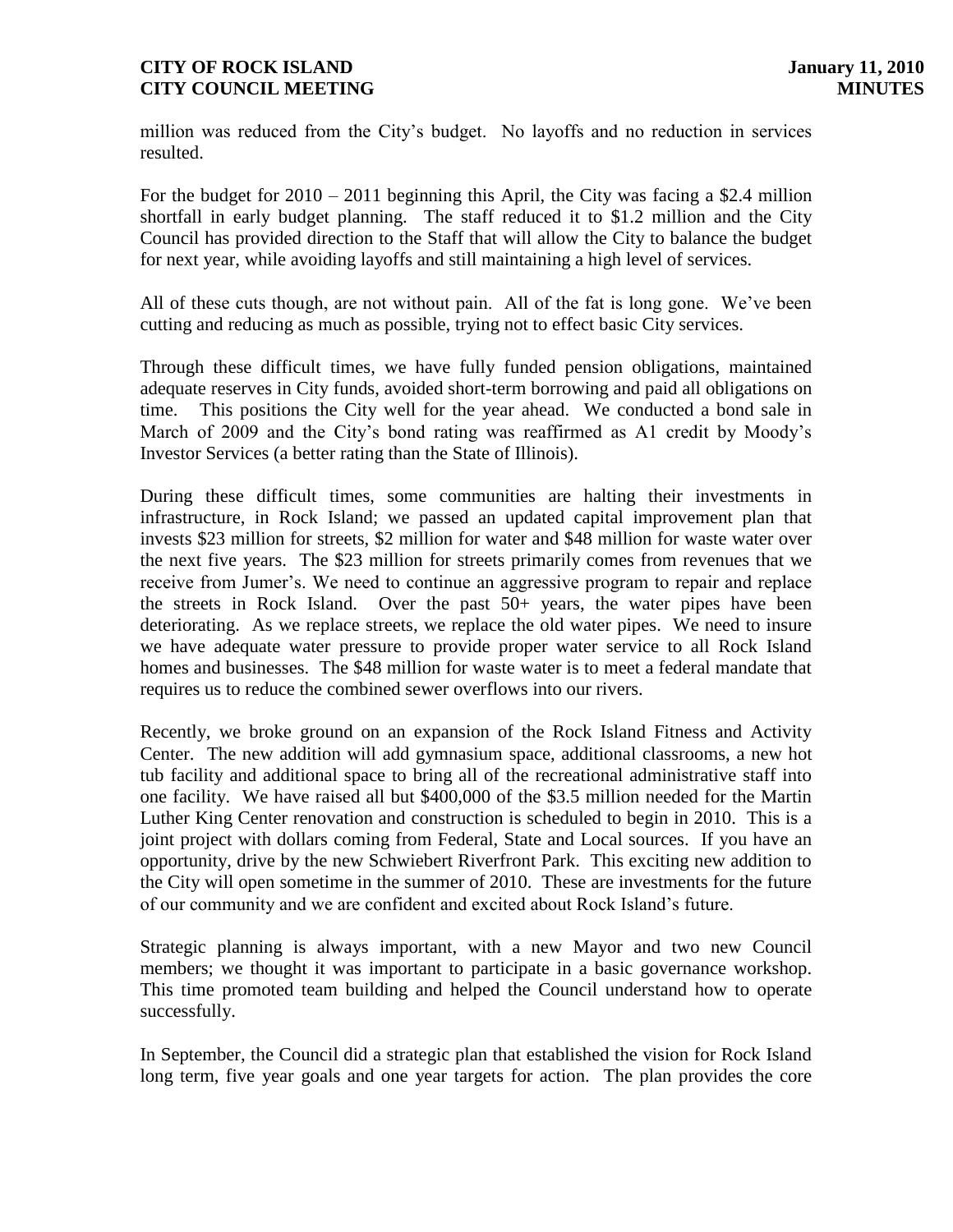million was reduced from the City's budget. No layoffs and no reduction in services resulted.

For the budget for 2010 – 2011 beginning this April, the City was facing a $2.4 million shortfall in early budget planning. The staff reduced it to $1.2 million and the City Council has provided direction to the Staff that will allow the City to balance the budget for next year, while avoiding layoffs and still maintaining a high level of services.

All of these cuts though, are not without pain. All of the fat is long gone. We've been cutting and reducing as much as possible, trying not to effect basic City services.

Through these difficult times, we have fully funded pension obligations, maintained adequate reserves in City funds, avoided short-term borrowing and paid all obligations on time. This positions the City well for the year ahead. We conducted a bond sale in March of 2009 and the City's bond rating was reaffirmed as A1 credit by Moody's Investor Services (a better rating than the State of Illinois).

During these difficult times, some communities are halting their investments in infrastructure, in Rock Island; we passed an updated capital improvement plan that invests $23 million for streets, $2 million for water and $48 million for waste water over the next five years. The $23 million for streets primarily comes from revenues that we receive from Jumer's. We need to continue an aggressive program to repair and replace the streets in Rock Island. Over the past 50+ years, the water pipes have been deteriorating. As we replace streets, we replace the old water pipes. We need to insure we have adequate water pressure to provide proper water service to all Rock Island homes and businesses. The $48 million for waste water is to meet a federal mandate that requires us to reduce the combined sewer overflows into our rivers.

Recently, we broke ground on an expansion of the Rock Island Fitness and Activity Center. The new addition will add gymnasium space, additional classrooms, a new hot tub facility and additional space to bring all of the recreational administrative staff into one facility. We have raised all but $400,000 of the $3.5 million needed for the Martin Luther King Center renovation and construction is scheduled to begin in 2010. This is a joint project with dollars coming from Federal, State and Local sources. If you have an opportunity, drive by the new Schwiebert Riverfront Park. This exciting new addition to the City will open sometime in the summer of 2010. These are investments for the future of our community and we are confident and excited about Rock Island's future.

Strategic planning is always important, with a new Mayor and two new Council members; we thought it was important to participate in a basic governance workshop. This time promoted team building and helped the Council understand how to operate successfully.

In September, the Council did a strategic plan that established the vision for Rock Island long term, five year goals and one year targets for action. The plan provides the core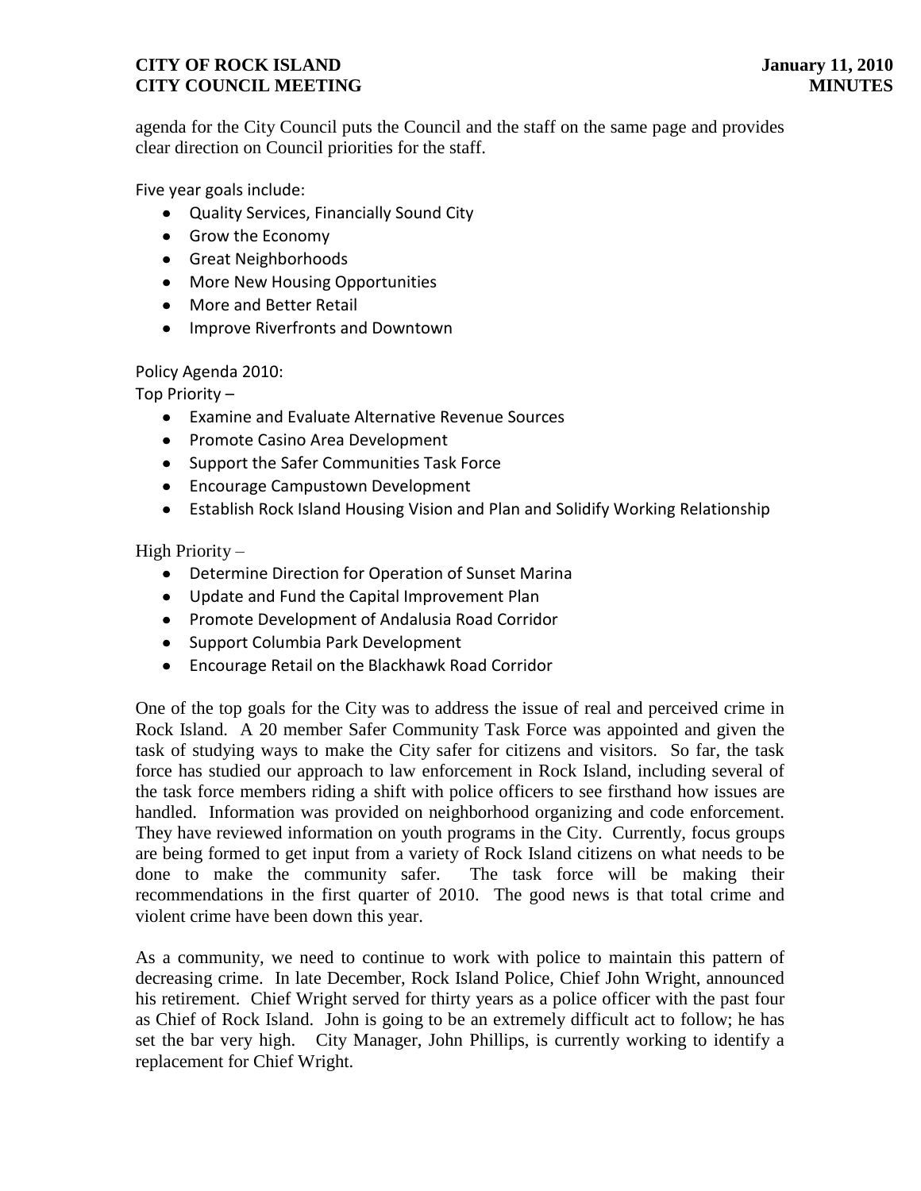agenda for the City Council puts the Council and the staff on the same page and provides clear direction on Council priorities for the staff.

Five year goals include:

- Quality Services, Financially Sound City
- Grow the Economy
- Great Neighborhoods
- More New Housing Opportunities
- More and Better Retail
- Improve Riverfronts and Downtown

Policy Agenda 2010:

Top Priority –

- Examine and Evaluate Alternative Revenue Sources
- Promote Casino Area Development
- Support the Safer Communities Task Force
- Encourage Campustown Development
- Establish Rock Island Housing Vision and Plan and Solidify Working Relationship

High Priority –

- Determine Direction for Operation of Sunset Marina
- Update and Fund the Capital Improvement Plan
- Promote Development of Andalusia Road Corridor
- Support Columbia Park Development
- Encourage Retail on the Blackhawk Road Corridor

One of the top goals for the City was to address the issue of real and perceived crime in Rock Island. A 20 member Safer Community Task Force was appointed and given the task of studying ways to make the City safer for citizens and visitors. So far, the task force has studied our approach to law enforcement in Rock Island, including several of the task force members riding a shift with police officers to see firsthand how issues are handled. Information was provided on neighborhood organizing and code enforcement. They have reviewed information on youth programs in the City. Currently, focus groups are being formed to get input from a variety of Rock Island citizens on what needs to be done to make the community safer. The task force will be making their recommendations in the first quarter of 2010. The good news is that total crime and violent crime have been down this year.

As a community, we need to continue to work with police to maintain this pattern of decreasing crime. In late December, Rock Island Police, Chief John Wright, announced his retirement. Chief Wright served for thirty years as a police officer with the past four as Chief of Rock Island. John is going to be an extremely difficult act to follow; he has set the bar very high. City Manager, John Phillips, is currently working to identify a replacement for Chief Wright.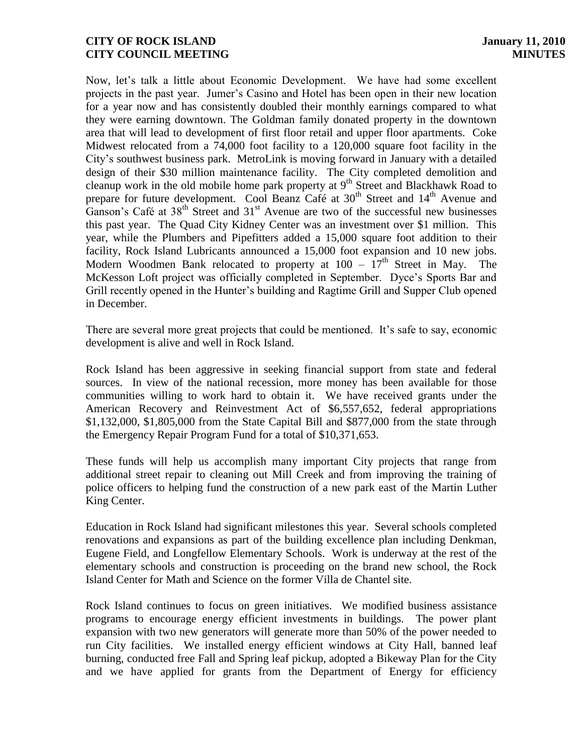Now, let's talk a little about Economic Development. We have had some excellent projects in the past year. Jumer's Casino and Hotel has been open in their new location for a year now and has consistently doubled their monthly earnings compared to what they were earning downtown. The Goldman family donated property in the downtown area that will lead to development of first floor retail and upper floor apartments. Coke Midwest relocated from a 74,000 foot facility to a 120,000 square foot facility in the City's southwest business park. MetroLink is moving forward in January with a detailed design of their $30 million maintenance facility. The City completed demolition and cleanup work in the old mobile home park property at 9th Street and Blackhawk Road to prepare for future development. Cool Beanz Café at 30th Street and 14th Avenue and Ganson's Café at 38th Street and 31st Avenue are two of the successful new businesses this past year. The Quad City Kidney Center was an investment over $1 million. This year, while the Plumbers and Pipefitters added a 15,000 square foot addition to their facility, Rock Island Lubricants announced a 15,000 foot expansion and 10 new jobs. Modern Woodmen Bank relocated to property at 100 – 17th Street in May. The McKesson Loft project was officially completed in September. Dyce's Sports Bar and Grill recently opened in the Hunter's building and Ragtime Grill and Supper Club opened in December.

There are several more great projects that could be mentioned. It's safe to say, economic development is alive and well in Rock Island.

Rock Island has been aggressive in seeking financial support from state and federal sources. In view of the national recession, more money has been available for those communities willing to work hard to obtain it. We have received grants under the American Recovery and Reinvestment Act of $6,557,652, federal appropriations $1,132,000, $1,805,000 from the State Capital Bill and $877,000 from the state through the Emergency Repair Program Fund for a total of $10,371,653.

These funds will help us accomplish many important City projects that range from additional street repair to cleaning out Mill Creek and from improving the training of police officers to helping fund the construction of a new park east of the Martin Luther King Center.

Education in Rock Island had significant milestones this year. Several schools completed renovations and expansions as part of the building excellence plan including Denkman, Eugene Field, and Longfellow Elementary Schools. Work is underway at the rest of the elementary schools and construction is proceeding on the brand new school, the Rock Island Center for Math and Science on the former Villa de Chantel site.

Rock Island continues to focus on green initiatives. We modified business assistance programs to encourage energy efficient investments in buildings. The power plant expansion with two new generators will generate more than 50% of the power needed to run City facilities. We installed energy efficient windows at City Hall, banned leaf burning, conducted free Fall and Spring leaf pickup, adopted a Bikeway Plan for the City and we have applied for grants from the Department of Energy for efficiency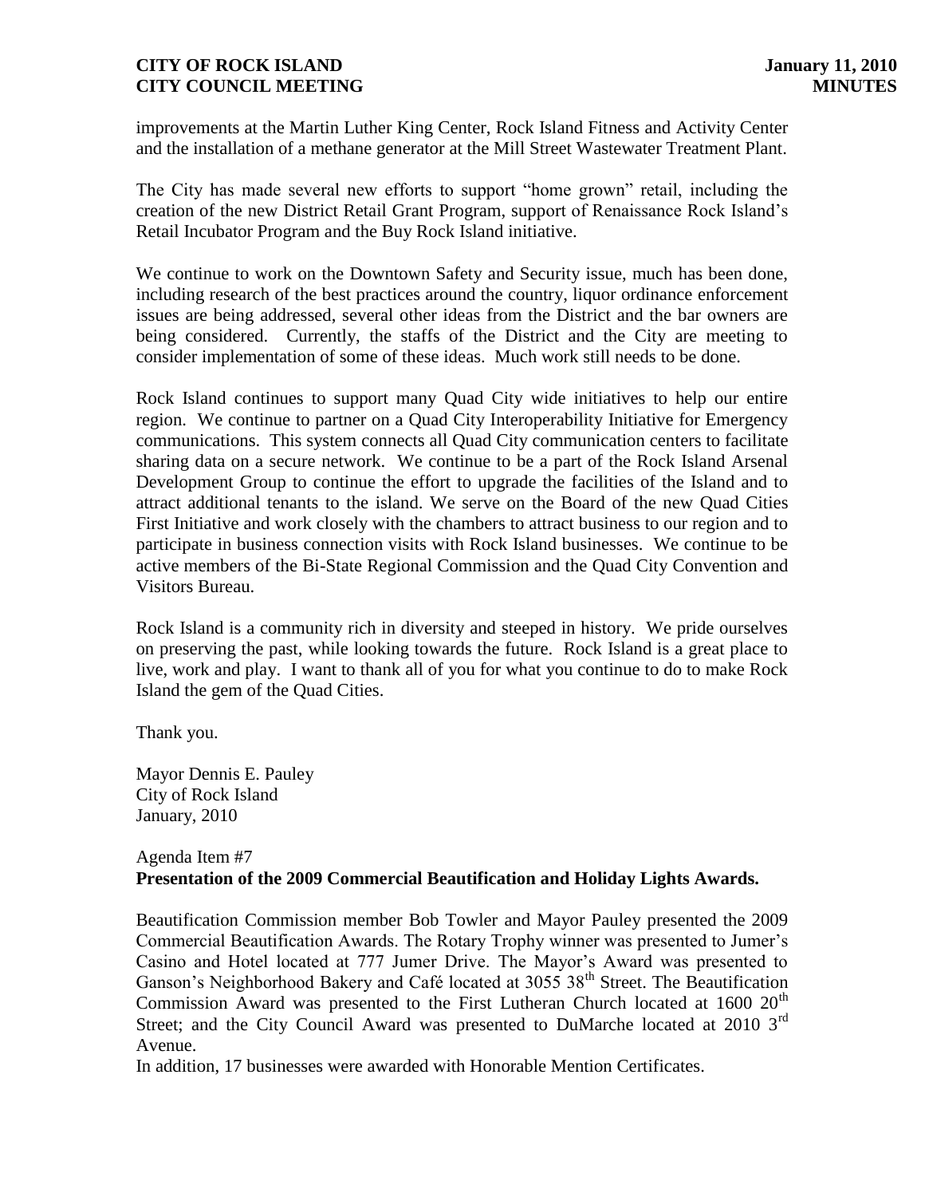improvements at the Martin Luther King Center, Rock Island Fitness and Activity Center and the installation of a methane generator at the Mill Street Wastewater Treatment Plant.

The City has made several new efforts to support "home grown" retail, including the creation of the new District Retail Grant Program, support of Renaissance Rock Island's Retail Incubator Program and the Buy Rock Island initiative.

We continue to work on the Downtown Safety and Security issue, much has been done, including research of the best practices around the country, liquor ordinance enforcement issues are being addressed, several other ideas from the District and the bar owners are being considered. Currently, the staffs of the District and the City are meeting to consider implementation of some of these ideas. Much work still needs to be done.

Rock Island continues to support many Quad City wide initiatives to help our entire region. We continue to partner on a Quad City Interoperability Initiative for Emergency communications. This system connects all Quad City communication centers to facilitate sharing data on a secure network. We continue to be a part of the Rock Island Arsenal Development Group to continue the effort to upgrade the facilities of the Island and to attract additional tenants to the island. We serve on the Board of the new Quad Cities First Initiative and work closely with the chambers to attract business to our region and to participate in business connection visits with Rock Island businesses. We continue to be active members of the Bi-State Regional Commission and the Quad City Convention and Visitors Bureau.

Rock Island is a community rich in diversity and steeped in history. We pride ourselves on preserving the past, while looking towards the future. Rock Island is a great place to live, work and play. I want to thank all of you for what you continue to do to make Rock Island the gem of the Quad Cities.

Thank you.

Mayor Dennis E. Pauley
City of Rock Island
January, 2010

Agenda Item #7
**Presentation of the 2009 Commercial Beautification and Holiday Lights Awards.**

Beautification Commission member Bob Towler and Mayor Pauley presented the 2009 Commercial Beautification Awards. The Rotary Trophy winner was presented to Jumer's Casino and Hotel located at 777 Jumer Drive. The Mayor's Award was presented to Ganson's Neighborhood Bakery and Café located at 3055 38th Street. The Beautification Commission Award was presented to the First Lutheran Church located at 1600 20th Street; and the City Council Award was presented to DuMarche located at 2010 3rd Avenue.
In addition, 17 businesses were awarded with Honorable Mention Certificates.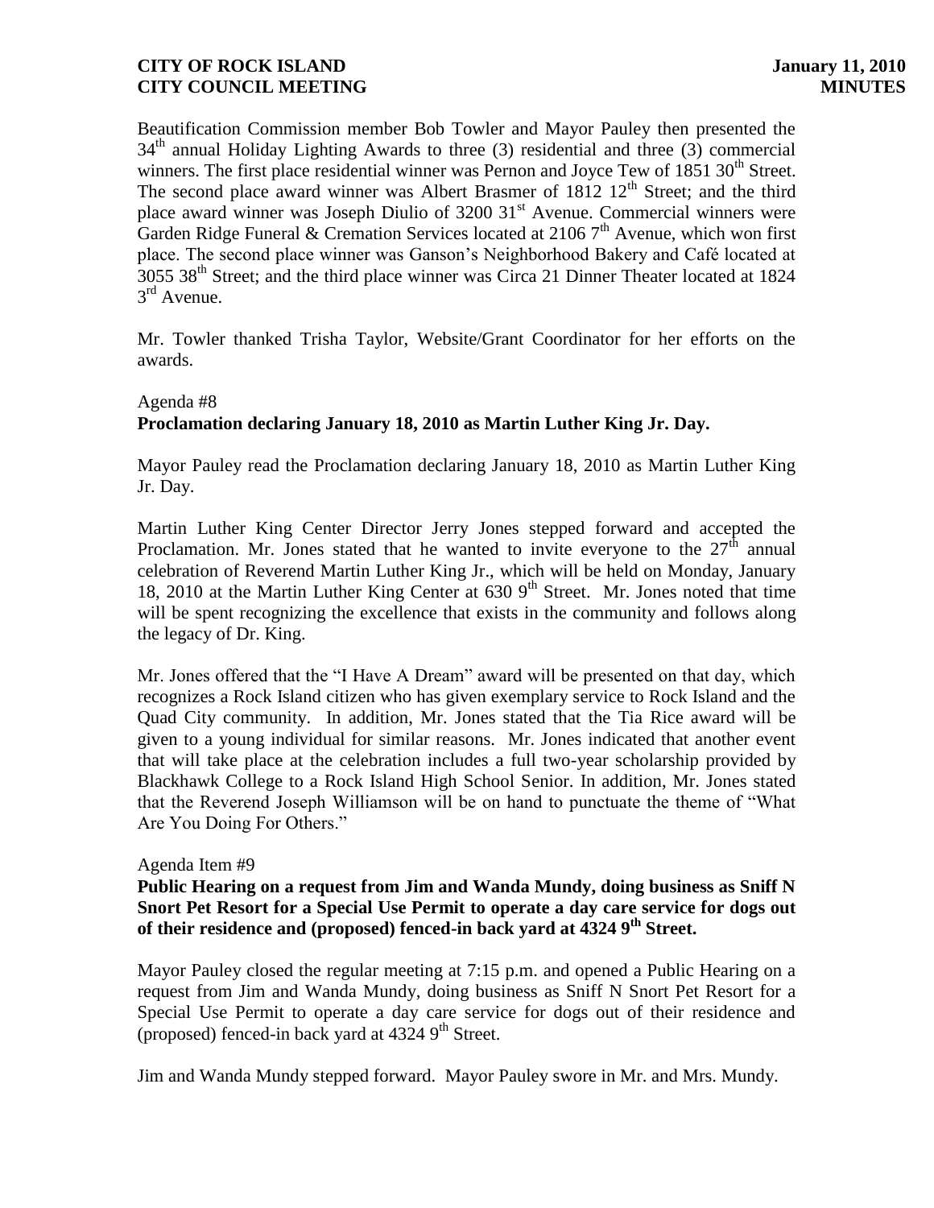Beautification Commission member Bob Towler and Mayor Pauley then presented the 34th annual Holiday Lighting Awards to three (3) residential and three (3) commercial winners. The first place residential winner was Pernon and Joyce Tew of 1851 30th Street. The second place award winner was Albert Brasmer of 1812 12th Street; and the third place award winner was Joseph Diulio of 3200 31st Avenue. Commercial winners were Garden Ridge Funeral & Cremation Services located at 2106 7th Avenue, which won first place. The second place winner was Ganson's Neighborhood Bakery and Café located at 3055 38th Street; and the third place winner was Circa 21 Dinner Theater located at 1824 3rd Avenue.

Mr. Towler thanked Trisha Taylor, Website/Grant Coordinator for her efforts on the awards.

Agenda #8

**Proclamation declaring January 18, 2010 as Martin Luther King Jr. Day.**

Mayor Pauley read the Proclamation declaring January 18, 2010 as Martin Luther King Jr. Day.

Martin Luther King Center Director Jerry Jones stepped forward and accepted the Proclamation. Mr. Jones stated that he wanted to invite everyone to the 27th annual celebration of Reverend Martin Luther King Jr., which will be held on Monday, January 18, 2010 at the Martin Luther King Center at 630 9th Street. Mr. Jones noted that time will be spent recognizing the excellence that exists in the community and follows along the legacy of Dr. King.

Mr. Jones offered that the "I Have A Dream" award will be presented on that day, which recognizes a Rock Island citizen who has given exemplary service to Rock Island and the Quad City community. In addition, Mr. Jones stated that the Tia Rice award will be given to a young individual for similar reasons. Mr. Jones indicated that another event that will take place at the celebration includes a full two-year scholarship provided by Blackhawk College to a Rock Island High School Senior. In addition, Mr. Jones stated that the Reverend Joseph Williamson will be on hand to punctuate the theme of "What Are You Doing For Others."

Agenda Item #9

**Public Hearing on a request from Jim and Wanda Mundy, doing business as Sniff N Snort Pet Resort for a Special Use Permit to operate a day care service for dogs out of their residence and (proposed) fenced-in back yard at 4324 9th Street.**

Mayor Pauley closed the regular meeting at 7:15 p.m. and opened a Public Hearing on a request from Jim and Wanda Mundy, doing business as Sniff N Snort Pet Resort for a Special Use Permit to operate a day care service for dogs out of their residence and (proposed) fenced-in back yard at 4324 9th Street.

Jim and Wanda Mundy stepped forward. Mayor Pauley swore in Mr. and Mrs. Mundy.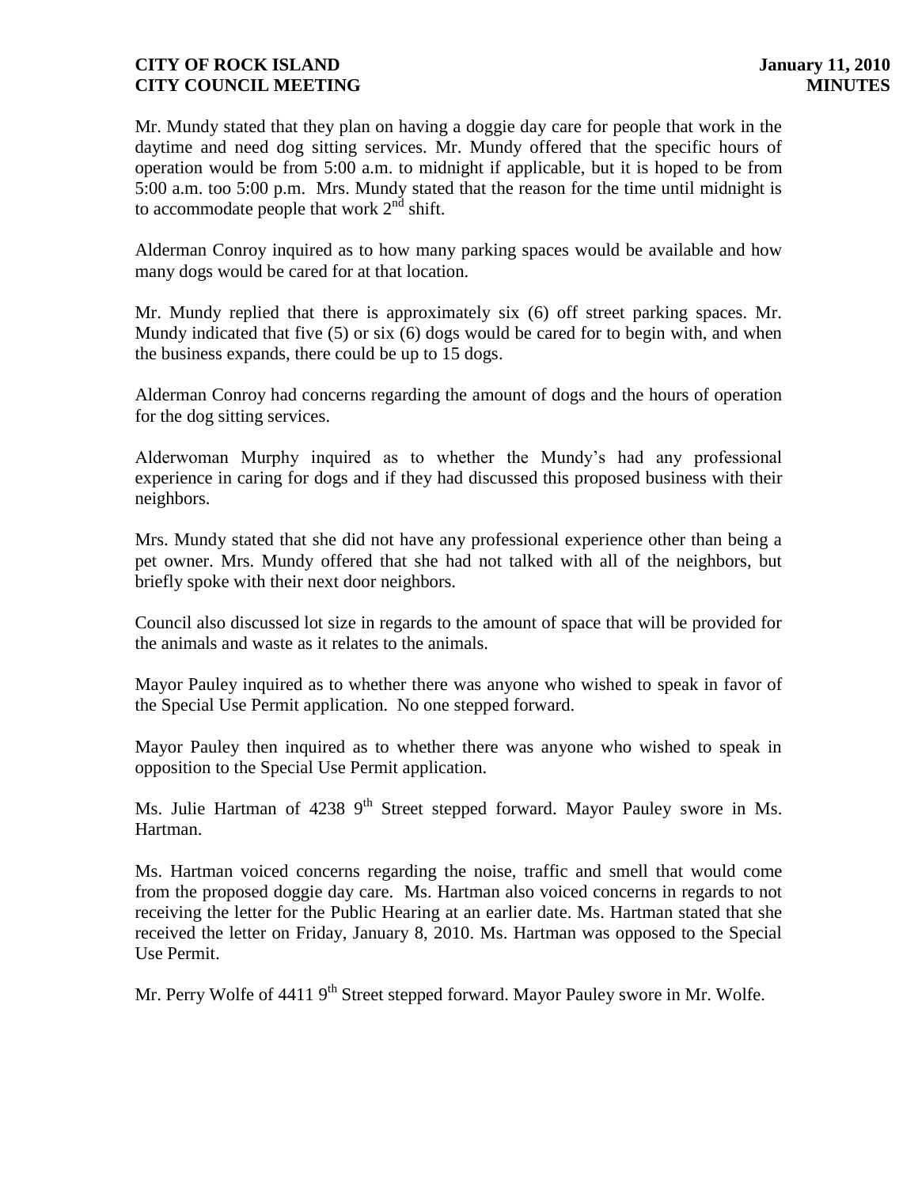Mr. Mundy stated that they plan on having a doggie day care for people that work in the daytime and need dog sitting services. Mr. Mundy offered that the specific hours of operation would be from 5:00 a.m. to midnight if applicable, but it is hoped to be from 5:00 a.m. too 5:00 p.m. Mrs. Mundy stated that the reason for the time until midnight is to accommodate people that work 2nd shift.

Alderman Conroy inquired as to how many parking spaces would be available and how many dogs would be cared for at that location.

Mr. Mundy replied that there is approximately six (6) off street parking spaces. Mr. Mundy indicated that five (5) or six (6) dogs would be cared for to begin with, and when the business expands, there could be up to 15 dogs.

Alderman Conroy had concerns regarding the amount of dogs and the hours of operation for the dog sitting services.

Alderwoman Murphy inquired as to whether the Mundy's had any professional experience in caring for dogs and if they had discussed this proposed business with their neighbors.

Mrs. Mundy stated that she did not have any professional experience other than being a pet owner. Mrs. Mundy offered that she had not talked with all of the neighbors, but briefly spoke with their next door neighbors.

Council also discussed lot size in regards to the amount of space that will be provided for the animals and waste as it relates to the animals.

Mayor Pauley inquired as to whether there was anyone who wished to speak in favor of the Special Use Permit application. No one stepped forward.

Mayor Pauley then inquired as to whether there was anyone who wished to speak in opposition to the Special Use Permit application.

Ms. Julie Hartman of 4238 9th Street stepped forward. Mayor Pauley swore in Ms. Hartman.

Ms. Hartman voiced concerns regarding the noise, traffic and smell that would come from the proposed doggie day care. Ms. Hartman also voiced concerns in regards to not receiving the letter for the Public Hearing at an earlier date. Ms. Hartman stated that she received the letter on Friday, January 8, 2010. Ms. Hartman was opposed to the Special Use Permit.

Mr. Perry Wolfe of 4411 9th Street stepped forward. Mayor Pauley swore in Mr. Wolfe.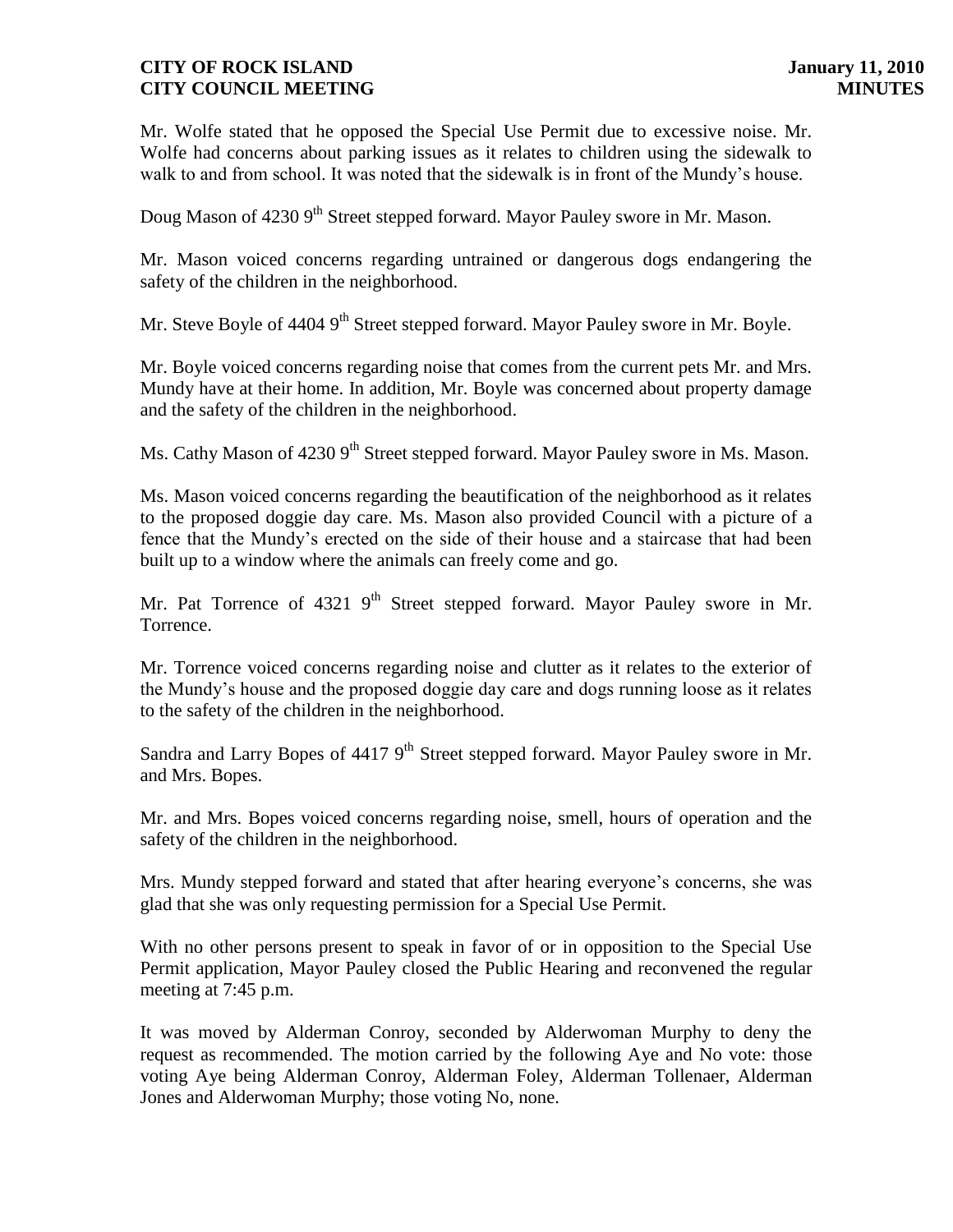Mr. Wolfe stated that he opposed the Special Use Permit due to excessive noise. Mr. Wolfe had concerns about parking issues as it relates to children using the sidewalk to walk to and from school. It was noted that the sidewalk is in front of the Mundy's house.

Doug Mason of 4230 9th Street stepped forward. Mayor Pauley swore in Mr. Mason.

Mr. Mason voiced concerns regarding untrained or dangerous dogs endangering the safety of the children in the neighborhood.

Mr. Steve Boyle of 4404 9th Street stepped forward. Mayor Pauley swore in Mr. Boyle.

Mr. Boyle voiced concerns regarding noise that comes from the current pets Mr. and Mrs. Mundy have at their home. In addition, Mr. Boyle was concerned about property damage and the safety of the children in the neighborhood.

Ms. Cathy Mason of 4230 9th Street stepped forward. Mayor Pauley swore in Ms. Mason.

Ms. Mason voiced concerns regarding the beautification of the neighborhood as it relates to the proposed doggie day care. Ms. Mason also provided Council with a picture of a fence that the Mundy's erected on the side of their house and a staircase that had been built up to a window where the animals can freely come and go.

Mr. Pat Torrence of 4321 9th Street stepped forward. Mayor Pauley swore in Mr. Torrence.

Mr. Torrence voiced concerns regarding noise and clutter as it relates to the exterior of the Mundy's house and the proposed doggie day care and dogs running loose as it relates to the safety of the children in the neighborhood.

Sandra and Larry Bopes of 4417 9th Street stepped forward. Mayor Pauley swore in Mr. and Mrs. Bopes.

Mr. and Mrs. Bopes voiced concerns regarding noise, smell, hours of operation and the safety of the children in the neighborhood.

Mrs. Mundy stepped forward and stated that after hearing everyone's concerns, she was glad that she was only requesting permission for a Special Use Permit.

With no other persons present to speak in favor of or in opposition to the Special Use Permit application, Mayor Pauley closed the Public Hearing and reconvened the regular meeting at 7:45 p.m.

It was moved by Alderman Conroy, seconded by Alderwoman Murphy to deny the request as recommended. The motion carried by the following Aye and No vote: those voting Aye being Alderman Conroy, Alderman Foley, Alderman Tollenaer, Alderman Jones and Alderwoman Murphy; those voting No, none.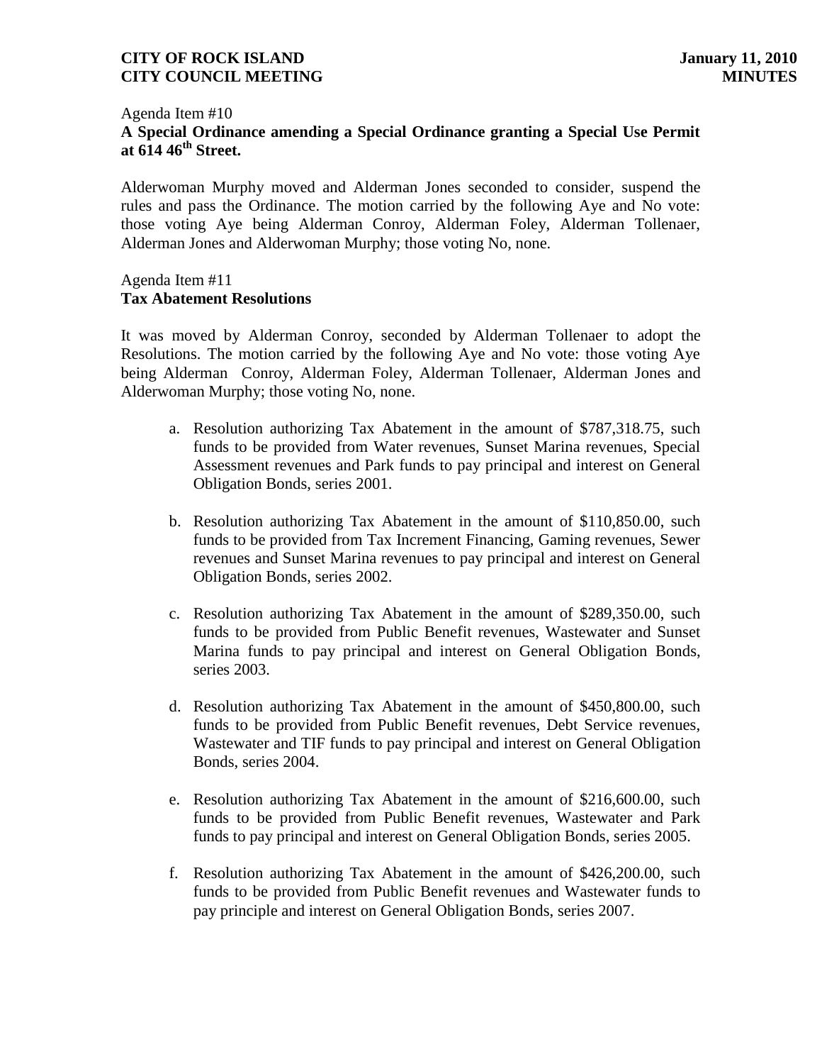Agenda Item #10
**A Special Ordinance amending a Special Ordinance granting a Special Use Permit at 614 46th Street.**

Alderwoman Murphy moved and Alderman Jones seconded to consider, suspend the rules and pass the Ordinance. The motion carried by the following Aye and No vote: those voting Aye being Alderman Conroy, Alderman Foley, Alderman Tollenaer, Alderman Jones and Alderwoman Murphy; those voting No, none.

Agenda Item #11
**Tax Abatement Resolutions**

It was moved by Alderman Conroy, seconded by Alderman Tollenaer to adopt the Resolutions. The motion carried by the following Aye and No vote: those voting Aye being Alderman Conroy, Alderman Foley, Alderman Tollenaer, Alderman Jones and Alderwoman Murphy; those voting No, none.

a. Resolution authorizing Tax Abatement in the amount of $787,318.75, such funds to be provided from Water revenues, Sunset Marina revenues, Special Assessment revenues and Park funds to pay principal and interest on General Obligation Bonds, series 2001.

b. Resolution authorizing Tax Abatement in the amount of $110,850.00, such funds to be provided from Tax Increment Financing, Gaming revenues, Sewer revenues and Sunset Marina revenues to pay principal and interest on General Obligation Bonds, series 2002.

c. Resolution authorizing Tax Abatement in the amount of $289,350.00, such funds to be provided from Public Benefit revenues, Wastewater and Sunset Marina funds to pay principal and interest on General Obligation Bonds, series 2003.

d. Resolution authorizing Tax Abatement in the amount of $450,800.00, such funds to be provided from Public Benefit revenues, Debt Service revenues, Wastewater and TIF funds to pay principal and interest on General Obligation Bonds, series 2004.

e. Resolution authorizing Tax Abatement in the amount of $216,600.00, such funds to be provided from Public Benefit revenues, Wastewater and Park funds to pay principal and interest on General Obligation Bonds, series 2005.

f. Resolution authorizing Tax Abatement in the amount of $426,200.00, such funds to be provided from Public Benefit revenues and Wastewater funds to pay principle and interest on General Obligation Bonds, series 2007.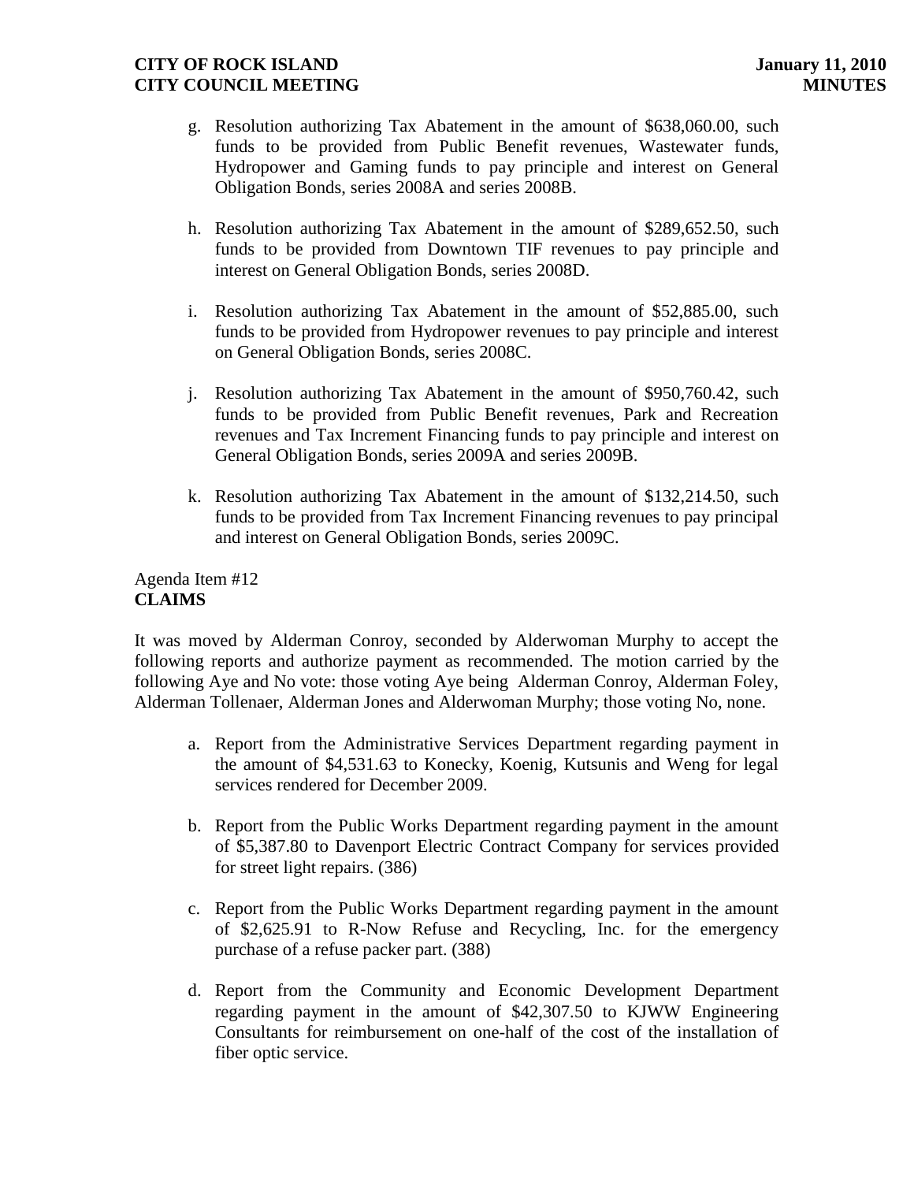g. Resolution authorizing Tax Abatement in the amount of $638,060.00, such funds to be provided from Public Benefit revenues, Wastewater funds, Hydropower and Gaming funds to pay principle and interest on General Obligation Bonds, series 2008A and series 2008B.

h. Resolution authorizing Tax Abatement in the amount of $289,652.50, such funds to be provided from Downtown TIF revenues to pay principle and interest on General Obligation Bonds, series 2008D.

i. Resolution authorizing Tax Abatement in the amount of $52,885.00, such funds to be provided from Hydropower revenues to pay principle and interest on General Obligation Bonds, series 2008C.

j. Resolution authorizing Tax Abatement in the amount of $950,760.42, such funds to be provided from Public Benefit revenues, Park and Recreation revenues and Tax Increment Financing funds to pay principle and interest on General Obligation Bonds, series 2009A and series 2009B.

k. Resolution authorizing Tax Abatement in the amount of $132,214.50, such funds to be provided from Tax Increment Financing revenues to pay principal and interest on General Obligation Bonds, series 2009C.

Agenda Item #12
**CLAIMS**

It was moved by Alderman Conroy, seconded by Alderwoman Murphy to accept the following reports and authorize payment as recommended. The motion carried by the following Aye and No vote: those voting Aye being Alderman Conroy, Alderman Foley, Alderman Tollenaer, Alderman Jones and Alderwoman Murphy; those voting No, none.

a. Report from the Administrative Services Department regarding payment in the amount of $4,531.63 to Konecky, Koenig, Kutsunis and Weng for legal services rendered for December 2009.

b. Report from the Public Works Department regarding payment in the amount of $5,387.80 to Davenport Electric Contract Company for services provided for street light repairs. (386)

c. Report from the Public Works Department regarding payment in the amount of $2,625.91 to R-Now Refuse and Recycling, Inc. for the emergency purchase of a refuse packer part. (388)

d. Report from the Community and Economic Development Department regarding payment in the amount of $42,307.50 to KJWW Engineering Consultants for reimbursement on one-half of the cost of the installation of fiber optic service.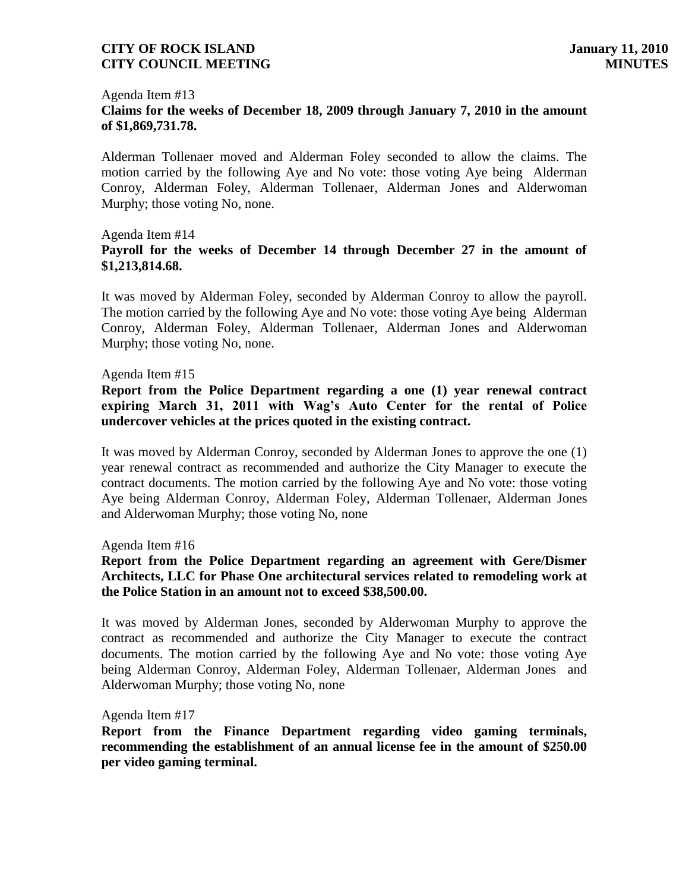Agenda Item #13

**Claims for the weeks of December 18, 2009 through January 7, 2010 in the amount of $1,869,731.78.**

Alderman Tollenaer moved and Alderman Foley seconded to allow the claims. The motion carried by the following Aye and No vote: those voting Aye being Alderman Conroy, Alderman Foley, Alderman Tollenaer, Alderman Jones and Alderwoman Murphy; those voting No, none.

Agenda Item #14

**Payroll for the weeks of December 14 through December 27 in the amount of $1,213,814.68.**

It was moved by Alderman Foley, seconded by Alderman Conroy to allow the payroll. The motion carried by the following Aye and No vote: those voting Aye being Alderman Conroy, Alderman Foley, Alderman Tollenaer, Alderman Jones and Alderwoman Murphy; those voting No, none.

Agenda Item #15

**Report from the Police Department regarding a one (1) year renewal contract expiring March 31, 2011 with Wag's Auto Center for the rental of Police undercover vehicles at the prices quoted in the existing contract.**

It was moved by Alderman Conroy, seconded by Alderman Jones to approve the one (1) year renewal contract as recommended and authorize the City Manager to execute the contract documents. The motion carried by the following Aye and No vote: those voting Aye being Alderman Conroy, Alderman Foley, Alderman Tollenaer, Alderman Jones and Alderwoman Murphy; those voting No, none

Agenda Item #16

**Report from the Police Department regarding an agreement with Gere/Dismer Architects, LLC for Phase One architectural services related to remodeling work at the Police Station in an amount not to exceed $38,500.00.**

It was moved by Alderman Jones, seconded by Alderwoman Murphy to approve the contract as recommended and authorize the City Manager to execute the contract documents. The motion carried by the following Aye and No vote: those voting Aye being Alderman Conroy, Alderman Foley, Alderman Tollenaer, Alderman Jones and Alderwoman Murphy; those voting No, none

Agenda Item #17

**Report from the Finance Department regarding video gaming terminals, recommending the establishment of an annual license fee in the amount of $250.00 per video gaming terminal.**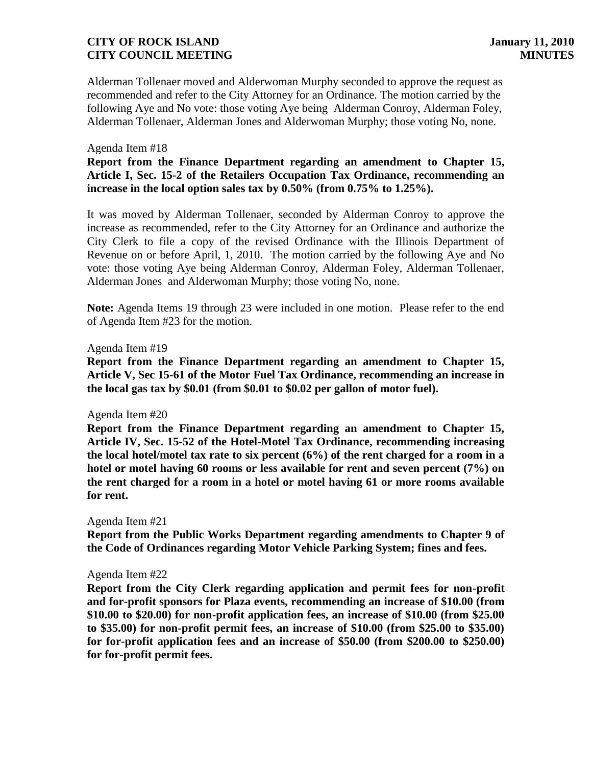Alderman Tollenaer moved and Alderwoman Murphy seconded to approve the request as recommended and refer to the City Attorney for an Ordinance. The motion carried by the following Aye and No vote: those voting Aye being Alderman Conroy, Alderman Foley, Alderman Tollenaer, Alderman Jones and Alderwoman Murphy; those voting No, none.

Agenda Item #18

**Report from the Finance Department regarding an amendment to Chapter 15, Article I, Sec. 15-2 of the Retailers Occupation Tax Ordinance, recommending an increase in the local option sales tax by 0.50% (from 0.75% to 1.25%).**

It was moved by Alderman Tollenaer, seconded by Alderman Conroy to approve the increase as recommended, refer to the City Attorney for an Ordinance and authorize the City Clerk to file a copy of the revised Ordinance with the Illinois Department of Revenue on or before April, 1, 2010. The motion carried by the following Aye and No vote: those voting Aye being Alderman Conroy, Alderman Foley, Alderman Tollenaer, Alderman Jones and Alderwoman Murphy; those voting No, none.

**Note:** Agenda Items 19 through 23 were included in one motion. Please refer to the end of Agenda Item #23 for the motion.

Agenda Item #19

**Report from the Finance Department regarding an amendment to Chapter 15, Article V, Sec 15-61 of the Motor Fuel Tax Ordinance, recommending an increase in the local gas tax by $0.01 (from $0.01 to $0.02 per gallon of motor fuel).**

Agenda Item #20

**Report from the Finance Department regarding an amendment to Chapter 15, Article IV, Sec. 15-52 of the Hotel-Motel Tax Ordinance, recommending increasing the local hotel/motel tax rate to six percent (6%) of the rent charged for a room in a hotel or motel having 60 rooms or less available for rent and seven percent (7%) on the rent charged for a room in a hotel or motel having 61 or more rooms available for rent.**

Agenda Item #21

**Report from the Public Works Department regarding amendments to Chapter 9 of the Code of Ordinances regarding Motor Vehicle Parking System; fines and fees.**

Agenda Item #22

**Report from the City Clerk regarding application and permit fees for non-profit and for-profit sponsors for Plaza events, recommending an increase of $10.00 (from $10.00 to $20.00) for non-profit application fees, an increase of $10.00 (from $25.00 to $35.00) for non-profit permit fees, an increase of $10.00 (from $25.00 to $35.00) for for-profit application fees and an increase of $50.00 (from $200.00 to $250.00) for for-profit permit fees.**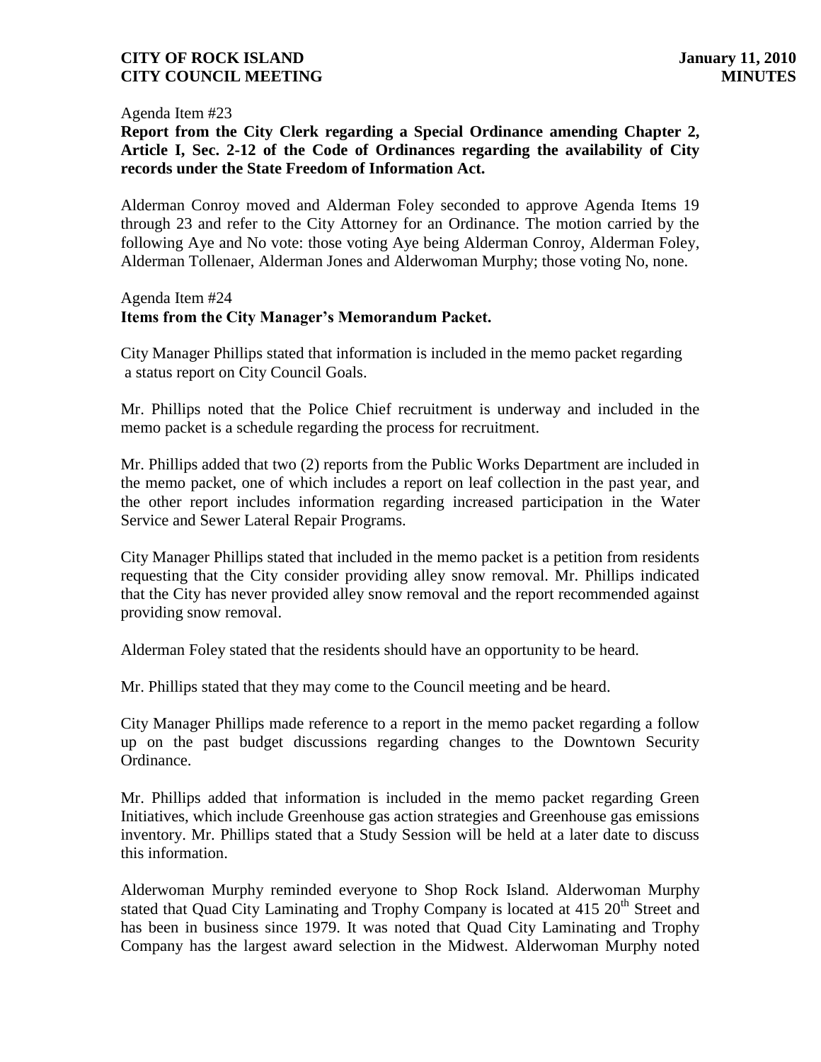Agenda Item #23

**Report from the City Clerk regarding a Special Ordinance amending Chapter 2, Article I, Sec. 2-12 of the Code of Ordinances regarding the availability of City records under the State Freedom of Information Act.**

Alderman Conroy moved and Alderman Foley seconded to approve Agenda Items 19 through 23 and refer to the City Attorney for an Ordinance. The motion carried by the following Aye and No vote: those voting Aye being Alderman Conroy, Alderman Foley, Alderman Tollenaer, Alderman Jones and Alderwoman Murphy; those voting No, none.

Agenda Item #24

**Items from the City Manager's Memorandum Packet.**

City Manager Phillips stated that information is included in the memo packet regarding a status report on City Council Goals.

Mr. Phillips noted that the Police Chief recruitment is underway and included in the memo packet is a schedule regarding the process for recruitment.

Mr. Phillips added that two (2) reports from the Public Works Department are included in the memo packet, one of which includes a report on leaf collection in the past year, and the other report includes information regarding increased participation in the Water Service and Sewer Lateral Repair Programs.

City Manager Phillips stated that included in the memo packet is a petition from residents requesting that the City consider providing alley snow removal. Mr. Phillips indicated that the City has never provided alley snow removal and the report recommended against providing snow removal.

Alderman Foley stated that the residents should have an opportunity to be heard.

Mr. Phillips stated that they may come to the Council meeting and be heard.

City Manager Phillips made reference to a report in the memo packet regarding a follow up on the past budget discussions regarding changes to the Downtown Security Ordinance.

Mr. Phillips added that information is included in the memo packet regarding Green Initiatives, which include Greenhouse gas action strategies and Greenhouse gas emissions inventory. Mr. Phillips stated that a Study Session will be held at a later date to discuss this information.

Alderwoman Murphy reminded everyone to Shop Rock Island. Alderwoman Murphy stated that Quad City Laminating and Trophy Company is located at 415 20th Street and has been in business since 1979. It was noted that Quad City Laminating and Trophy Company has the largest award selection in the Midwest. Alderwoman Murphy noted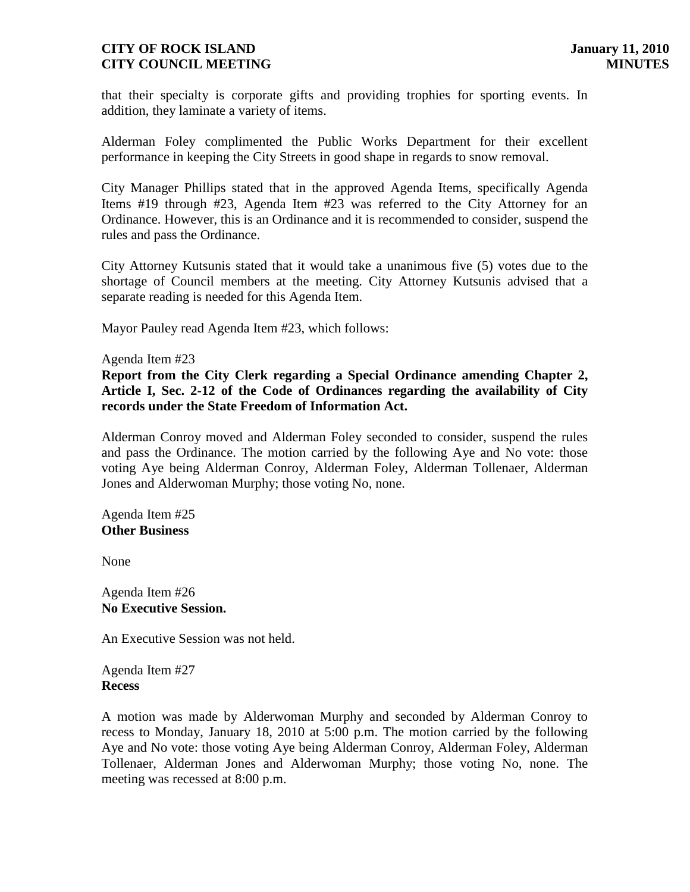that their specialty is corporate gifts and providing trophies for sporting events. In addition, they laminate a variety of items.

Alderman Foley complimented the Public Works Department for their excellent performance in keeping the City Streets in good shape in regards to snow removal.

City Manager Phillips stated that in the approved Agenda Items, specifically Agenda Items #19 through #23, Agenda Item #23 was referred to the City Attorney for an Ordinance. However, this is an Ordinance and it is recommended to consider, suspend the rules and pass the Ordinance.

City Attorney Kutsunis stated that it would take a unanimous five (5) votes due to the shortage of Council members at the meeting. City Attorney Kutsunis advised that a separate reading is needed for this Agenda Item.

Mayor Pauley read Agenda Item #23, which follows:

Agenda Item #23
**Report from the City Clerk regarding a Special Ordinance amending Chapter 2, Article I, Sec. 2-12 of the Code of Ordinances regarding the availability of City records under the State Freedom of Information Act.**

Alderman Conroy moved and Alderman Foley seconded to consider, suspend the rules and pass the Ordinance. The motion carried by the following Aye and No vote: those voting Aye being Alderman Conroy, Alderman Foley, Alderman Tollenaer, Alderman Jones and Alderwoman Murphy; those voting No, none.

Agenda Item #25
**Other Business**

None

Agenda Item #26
**No Executive Session.**

An Executive Session was not held.

Agenda Item #27
**Recess**

A motion was made by Alderwoman Murphy and seconded by Alderman Conroy to recess to Monday, January 18, 2010 at 5:00 p.m. The motion carried by the following Aye and No vote: those voting Aye being Alderman Conroy, Alderman Foley, Alderman Tollenaer, Alderman Jones and Alderwoman Murphy; those voting No, none. The meeting was recessed at 8:00 p.m.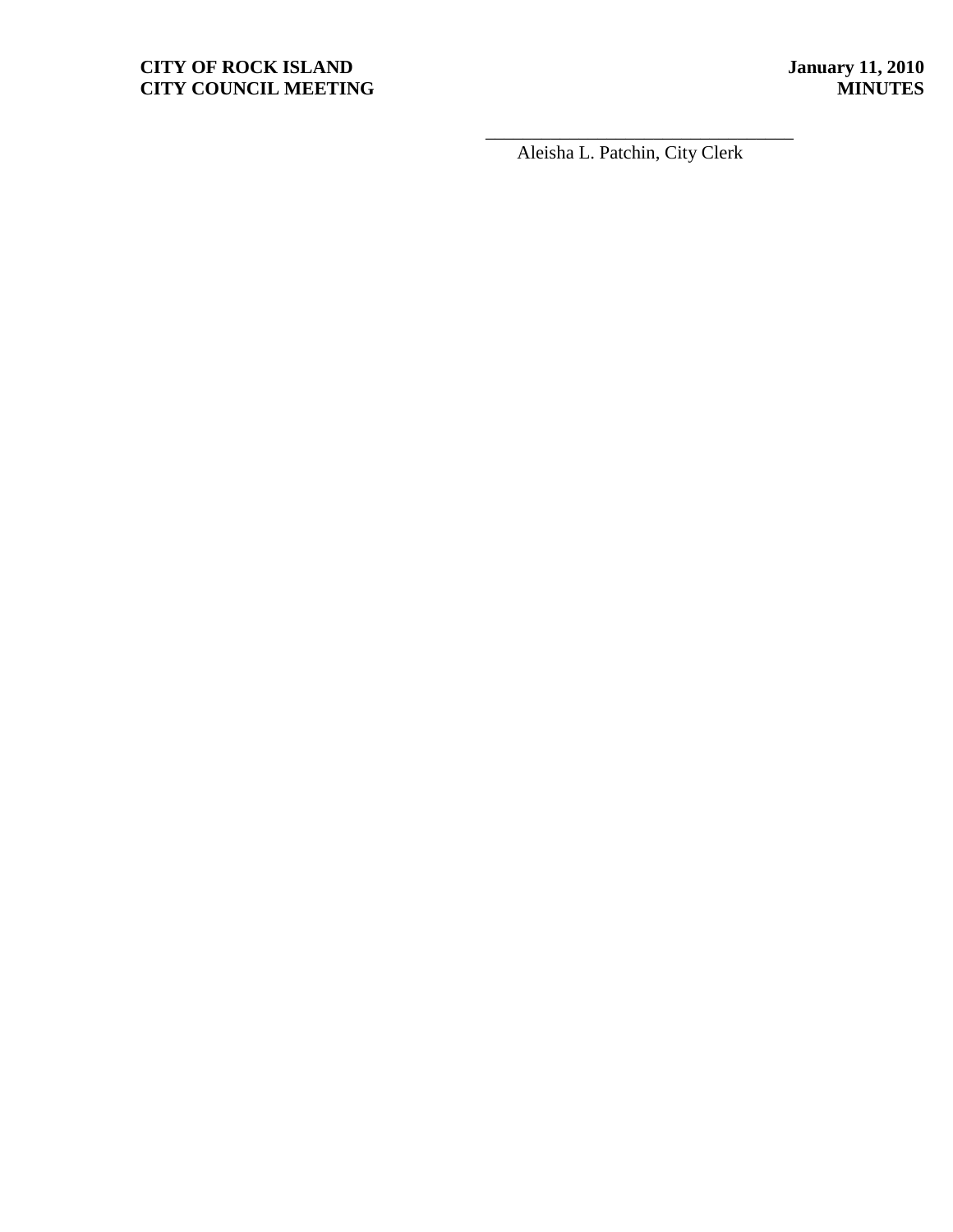\_\_\_\_\_\_\_\_\_\_\_\_\_\_\_\_\_\_\_\_\_\_\_\_\_\_\_\_\_\_\_\_\_\_

Aleisha L. Patchin, City Clerk